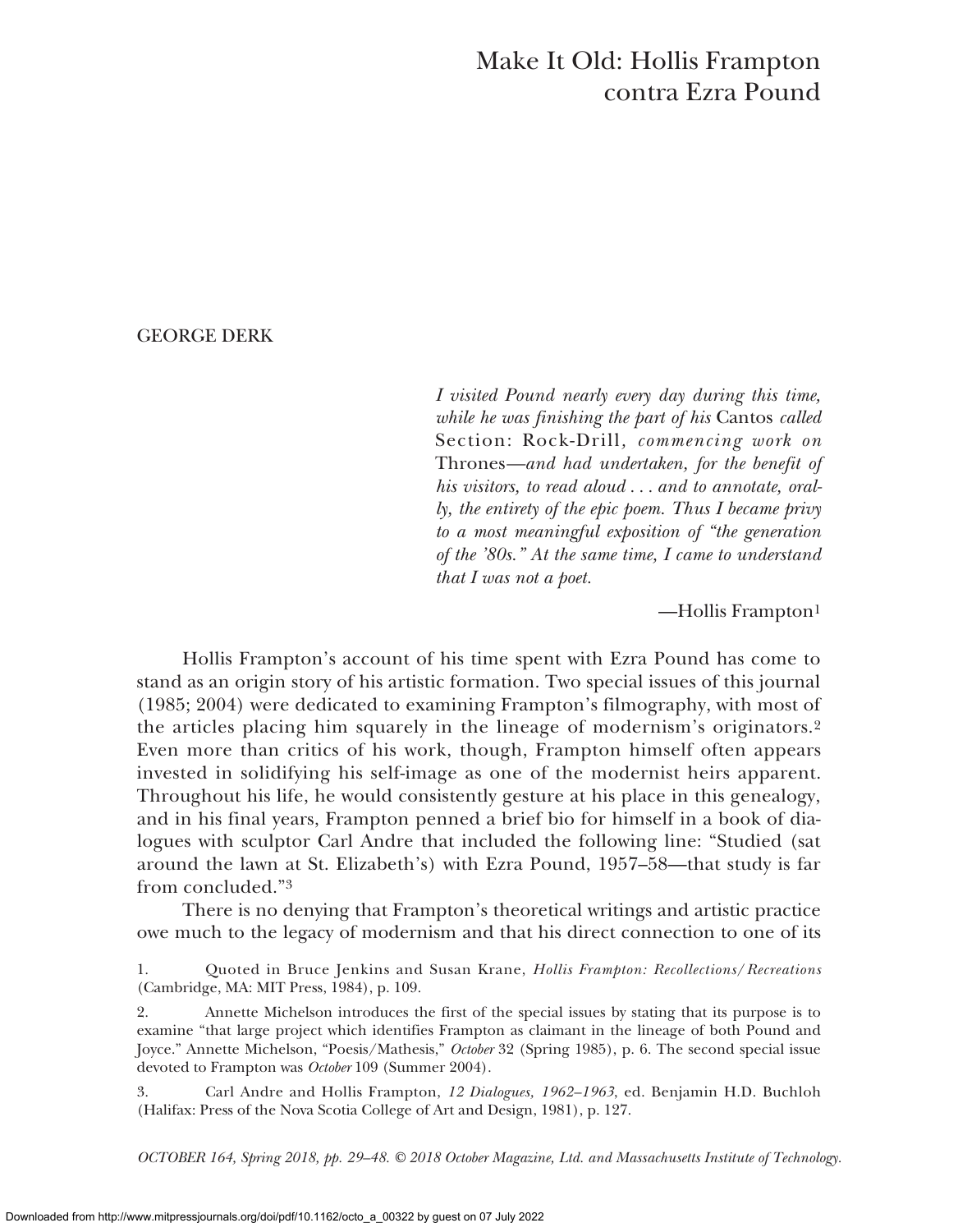# Make It Old: Hollis Frampton contra Ezra Pound

GEORGE DERK

> *I visited Pound nearly every day during this time, while he was finishing the part of his* Cantos *called* Section: Rock-Drill*, commencing work on* Thrones*—and had undertaken, for the benefit of his visitors, to read aloud . . . and to annotate, orally, the entirety of the epic poem. Thus I became privy to a most meaningful exposition of "the generation of the '80s." At the same time, I came to understand that I was not a poet.*
>
> —Hollis Frampton[1]

Hollis Frampton's account of his time spent with Ezra Pound has come to stand as an origin story of his artistic formation. Two special issues of this journal (1985; 2004) were dedicated to examining Frampton's filmography, with most of the articles placing him squarely in the lineage of modernism's originators.[2] Even more than critics of his work, though, Frampton himself often appears invested in solidifying his self-image as one of the modernist heirs apparent. Throughout his life, he would consistently gesture at his place in this genealogy, and in his final years, Frampton penned a brief bio for himself in a book of dialogues with sculptor Carl Andre that included the following line: "Studied (sat around the lawn at St. Elizabeth's) with Ezra Pound, 1957–58—that study is far from concluded."[3]

There is no denying that Frampton's theoretical writings and artistic practice owe much to the legacy of modernism and that his direct connection to one of its

1. Quoted in Bruce Jenkins and Susan Krane, *Hollis Frampton: Recollections/Recreations* (Cambridge, MA: MIT Press, 1984), p. 109.

2. Annette Michelson introduces the first of the special issues by stating that its purpose is to examine "that large project which identifies Frampton as claimant in the lineage of both Pound and Joyce." Annette Michelson, "Poesis/Mathesis," *October* 32 (Spring 1985), p. 6. The second special issue devoted to Frampton was *October* 109 (Summer 2004).

3. Carl Andre and Hollis Frampton, *12 Dialogues, 1962–1963*, ed. Benjamin H.D. Buchloh (Halifax: Press of the Nova Scotia College of Art and Design, 1981), p. 127.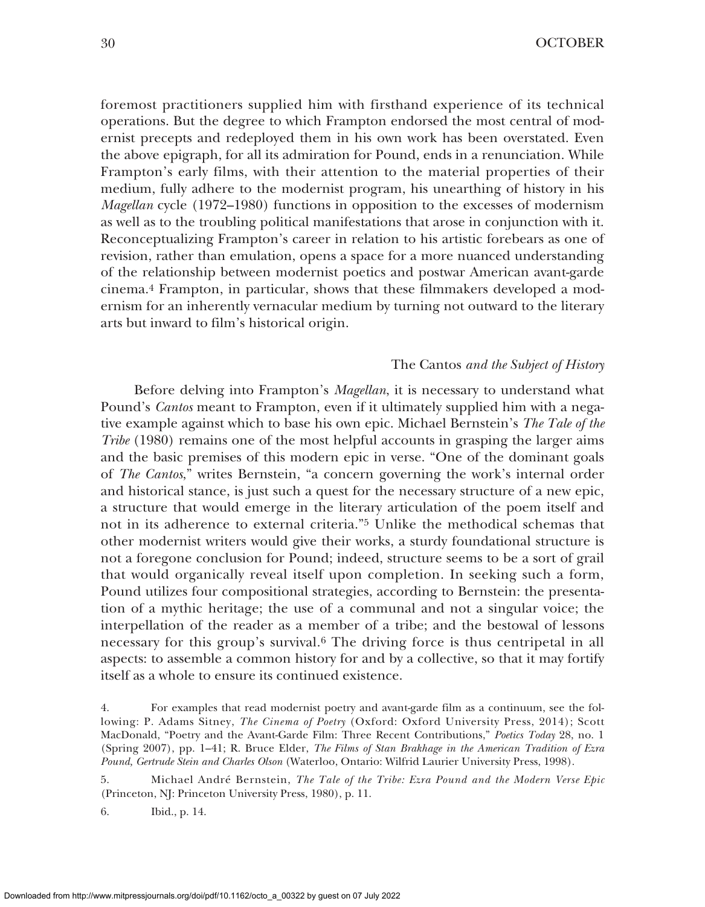foremost practitioners supplied him with firsthand experience of its technical operations. But the degree to which Frampton endorsed the most central of modernist precepts and redeployed them in his own work has been overstated. Even the above epigraph, for all its admiration for Pound, ends in a renunciation. While Frampton's early films, with their attention to the material properties of their medium, fully adhere to the modernist program, his unearthing of history in his *Magellan* cycle (1972–1980) functions in opposition to the excesses of modernism as well as to the troubling political manifestations that arose in conjunction with it. Reconceptualizing Frampton's career in relation to his artistic forebears as one of revision, rather than emulation, opens a space for a more nuanced understanding of the relationship between modernist poetics and postwar American avant-garde cinema.[4] Frampton, in particular, shows that these filmmakers developed a modernism for an inherently vernacular medium by turning not outward to the literary arts but inward to film's historical origin.

## The Cantos *and the Subject of History*

Before delving into Frampton's *Magellan*, it is necessary to understand what Pound's *Cantos* meant to Frampton, even if it ultimately supplied him with a negative example against which to base his own epic. Michael Bernstein's *The Tale of the Tribe* (1980) remains one of the most helpful accounts in grasping the larger aims and the basic premises of this modern epic in verse. "One of the dominant goals of *The Cantos*," writes Bernstein, "a concern governing the work's internal order and historical stance, is just such a quest for the necessary structure of a new epic, a structure that would emerge in the literary articulation of the poem itself and not in its adherence to external criteria."[5] Unlike the methodical schemas that other modernist writers would give their works, a sturdy foundational structure is not a foregone conclusion for Pound; indeed, structure seems to be a sort of grail that would organically reveal itself upon completion. In seeking such a form, Pound utilizes four compositional strategies, according to Bernstein: the presentation of a mythic heritage; the use of a communal and not a singular voice; the interpellation of the reader as a member of a tribe; and the bestowal of lessons necessary for this group's survival.[6] The driving force is thus centripetal in all aspects: to assemble a common history for and by a collective, so that it may fortify itself as a whole to ensure its continued existence.

4. For examples that read modernist poetry and avant-garde film as a continuum, see the following: P. Adams Sitney, *The Cinema of Poetry* (Oxford: Oxford University Press, 2014); Scott MacDonald, "Poetry and the Avant-Garde Film: Three Recent Contributions," *Poetics Today* 28, no. 1 (Spring 2007), pp. 1–41; R. Bruce Elder, *The Films of Stan Brakhage in the American Tradition of Ezra Pound, Gertrude Stein and Charles Olson* (Waterloo, Ontario: Wilfrid Laurier University Press, 1998).

5. Michael André Bernstein, *The Tale of the Tribe: Ezra Pound and the Modern Verse Epic* (Princeton, NJ: Princeton University Press, 1980), p. 11.

6. Ibid., p. 14.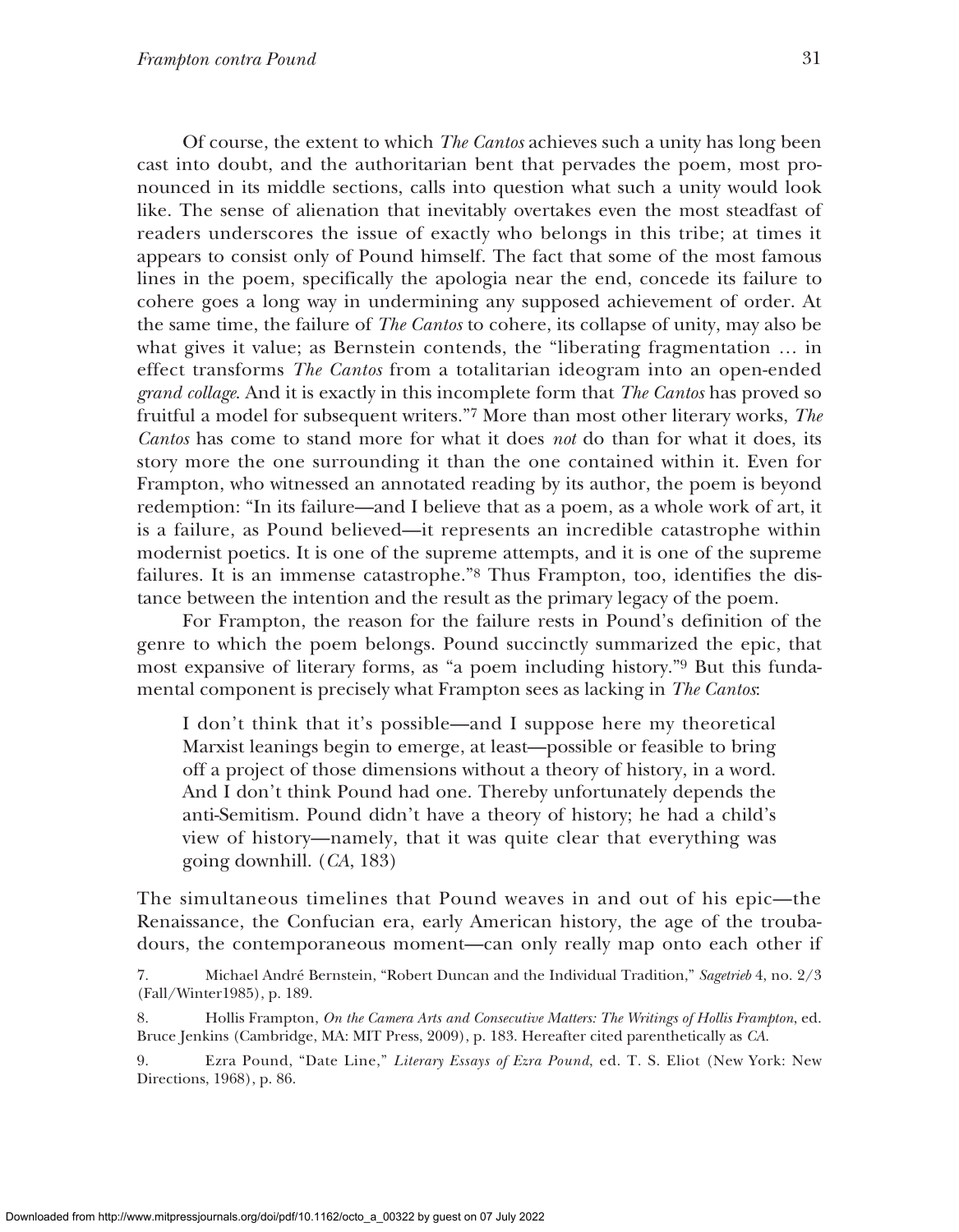Of course, the extent to which *The Cantos* achieves such a unity has long been cast into doubt, and the authoritarian bent that pervades the poem, most pronounced in its middle sections, calls into question what such a unity would look like. The sense of alienation that inevitably overtakes even the most steadfast of readers underscores the issue of exactly who belongs in this tribe; at times it appears to consist only of Pound himself. The fact that some of the most famous lines in the poem, specifically the apologia near the end, concede its failure to cohere goes a long way in undermining any supposed achievement of order. At the same time, the failure of *The Cantos* to cohere, its collapse of unity, may also be what gives it value; as Bernstein contends, the "liberating fragmentation … in effect transforms *The Cantos* from a totalitarian ideogram into an open-ended *grand collage*. And it is exactly in this incomplete form that *The Cantos* has proved so fruitful a model for subsequent writers."[7] More than most other literary works, *The Cantos* has come to stand more for what it does *not* do than for what it does, its story more the one surrounding it than the one contained within it. Even for Frampton, who witnessed an annotated reading by its author, the poem is beyond redemption: "In its failure—and I believe that as a poem, as a whole work of art, it is a failure, as Pound believed—it represents an incredible catastrophe within modernist poetics. It is one of the supreme attempts, and it is one of the supreme failures. It is an immense catastrophe."[8] Thus Frampton, too, identifies the distance between the intention and the result as the primary legacy of the poem.

For Frampton, the reason for the failure rests in Pound's definition of the genre to which the poem belongs. Pound succinctly summarized the epic, that most expansive of literary forms, as "a poem including history."[9] But this fundamental component is precisely what Frampton sees as lacking in *The Cantos*:

> I don't think that it's possible—and I suppose here my theoretical Marxist leanings begin to emerge, at least—possible or feasible to bring off a project of those dimensions without a theory of history, in a word. And I don't think Pound had one. Thereby unfortunately depends the anti-Semitism. Pound didn't have a theory of history; he had a child's view of history—namely, that it was quite clear that everything was going downhill. (*CA*, 183)

The simultaneous timelines that Pound weaves in and out of his epic—the Renaissance, the Confucian era, early American history, the age of the troubadours, the contemporaneous moment—can only really map onto each other if

7. Michael André Bernstein, "Robert Duncan and the Individual Tradition," *Sagetrieb* 4, no. 2/3 (Fall/Winter1985), p. 189.

8. Hollis Frampton, *On the Camera Arts and Consecutive Matters: The Writings of Hollis Frampton*, ed. Bruce Jenkins (Cambridge, MA: MIT Press, 2009), p. 183. Hereafter cited parenthetically as *CA*.

9. Ezra Pound, "Date Line," *Literary Essays of Ezra Pound*, ed. T. S. Eliot (New York: New Directions, 1968), p. 86.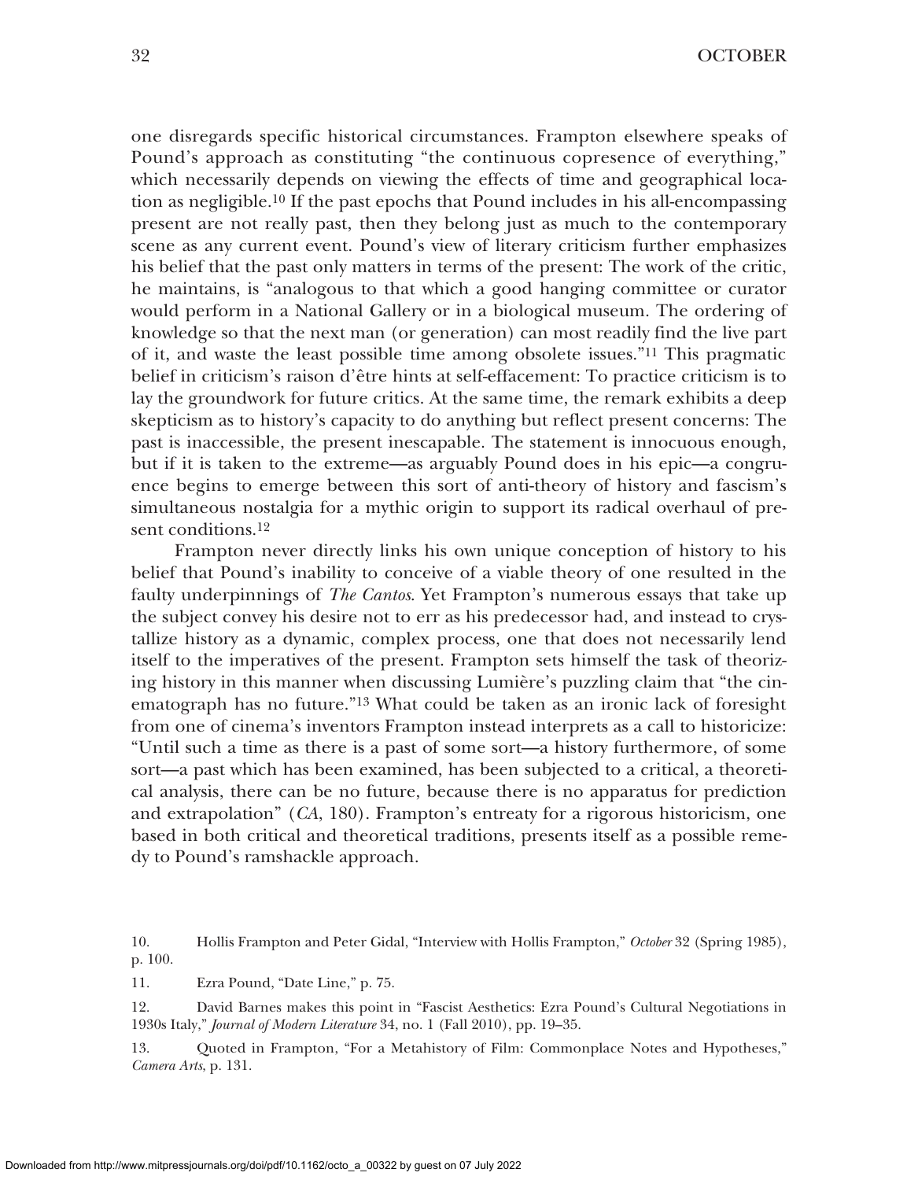one disregards specific historical circumstances. Frampton elsewhere speaks of Pound's approach as constituting "the continuous copresence of everything," which necessarily depends on viewing the effects of time and geographical location as negligible.[10] If the past epochs that Pound includes in his all-encompassing present are not really past, then they belong just as much to the contemporary scene as any current event. Pound's view of literary criticism further emphasizes his belief that the past only matters in terms of the present: The work of the critic, he maintains, is "analogous to that which a good hanging committee or curator would perform in a National Gallery or in a biological museum. The ordering of knowledge so that the next man (or generation) can most readily find the live part of it, and waste the least possible time among obsolete issues."[11] This pragmatic belief in criticism's raison d'être hints at self-effacement: To practice criticism is to lay the groundwork for future critics. At the same time, the remark exhibits a deep skepticism as to history's capacity to do anything but reflect present concerns: The past is inaccessible, the present inescapable. The statement is innocuous enough, but if it is taken to the extreme—as arguably Pound does in his epic—a congruence begins to emerge between this sort of anti-theory of history and fascism's simultaneous nostalgia for a mythic origin to support its radical overhaul of present conditions.[12]

Frampton never directly links his own unique conception of history to his belief that Pound's inability to conceive of a viable theory of one resulted in the faulty underpinnings of *The Cantos*. Yet Frampton's numerous essays that take up the subject convey his desire not to err as his predecessor had, and instead to crystallize history as a dynamic, complex process, one that does not necessarily lend itself to the imperatives of the present. Frampton sets himself the task of theorizing history in this manner when discussing Lumière's puzzling claim that "the cinematograph has no future."[13] What could be taken as an ironic lack of foresight from one of cinema's inventors Frampton instead interprets as a call to historicize: "Until such a time as there is a past of some sort—a history furthermore, of some sort—a past which has been examined, has been subjected to a critical, a theoretical analysis, there can be no future, because there is no apparatus for prediction and extrapolation" (*CA*, 180). Frampton's entreaty for a rigorous historicism, one based in both critical and theoretical traditions, presents itself as a possible remedy to Pound's ramshackle approach.

10. Hollis Frampton and Peter Gidal, "Interview with Hollis Frampton," *October* 32 (Spring 1985), p. 100.

11. Ezra Pound, "Date Line," p. 75.

12. David Barnes makes this point in "Fascist Aesthetics: Ezra Pound's Cultural Negotiations in 1930s Italy," *Journal of Modern Literature* 34, no. 1 (Fall 2010), pp. 19–35.

13. Quoted in Frampton, "For a Metahistory of Film: Commonplace Notes and Hypotheses," *Camera Arts*, p. 131.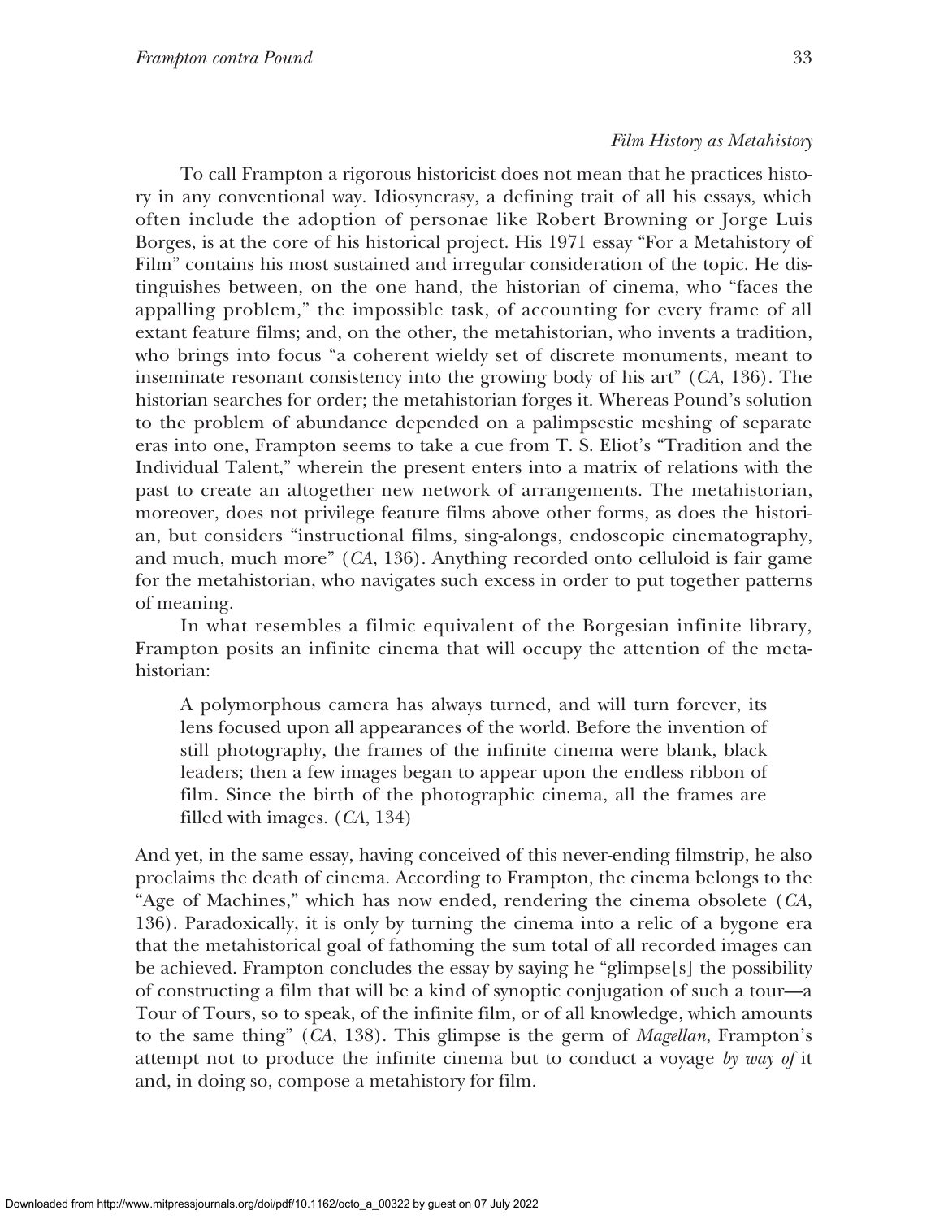### *Film History as Metahistory*

To call Frampton a rigorous historicist does not mean that he practices history in any conventional way. Idiosyncrasy, a defining trait of all his essays, which often include the adoption of personae like Robert Browning or Jorge Luis Borges, is at the core of his historical project. His 1971 essay "For a Metahistory of Film" contains his most sustained and irregular consideration of the topic. He distinguishes between, on the one hand, the historian of cinema, who "faces the appalling problem," the impossible task, of accounting for every frame of all extant feature films; and, on the other, the metahistorian, who invents a tradition, who brings into focus "a coherent wieldy set of discrete monuments, meant to inseminate resonant consistency into the growing body of his art" (*CA*, 136). The historian searches for order; the metahistorian forges it. Whereas Pound's solution to the problem of abundance depended on a palimpsestic meshing of separate eras into one, Frampton seems to take a cue from T. S. Eliot's "Tradition and the Individual Talent," wherein the present enters into a matrix of relations with the past to create an altogether new network of arrangements. The metahistorian, moreover, does not privilege feature films above other forms, as does the historian, but considers "instructional films, sing-alongs, endoscopic cinematography, and much, much more" (*CA*, 136). Anything recorded onto celluloid is fair game for the metahistorian, who navigates such excess in order to put together patterns of meaning.

In what resembles a filmic equivalent of the Borgesian infinite library, Frampton posits an infinite cinema that will occupy the attention of the metahistorian:

> A polymorphous camera has always turned, and will turn forever, its lens focused upon all appearances of the world. Before the invention of still photography, the frames of the infinite cinema were blank, black leaders; then a few images began to appear upon the endless ribbon of film. Since the birth of the photographic cinema, all the frames are filled with images. (*CA*, 134)

And yet, in the same essay, having conceived of this never-ending filmstrip, he also proclaims the death of cinema. According to Frampton, the cinema belongs to the "Age of Machines," which has now ended, rendering the cinema obsolete (*CA*, 136). Paradoxically, it is only by turning the cinema into a relic of a bygone era that the metahistorical goal of fathoming the sum total of all recorded images can be achieved. Frampton concludes the essay by saying he "glimpse[s] the possibility of constructing a film that will be a kind of synoptic conjugation of such a tour—a Tour of Tours, so to speak, of the infinite film, or of all knowledge, which amounts to the same thing" (*CA*, 138). This glimpse is the germ of *Magellan*, Frampton's attempt not to produce the infinite cinema but to conduct a voyage *by way of* it and, in doing so, compose a metahistory for film.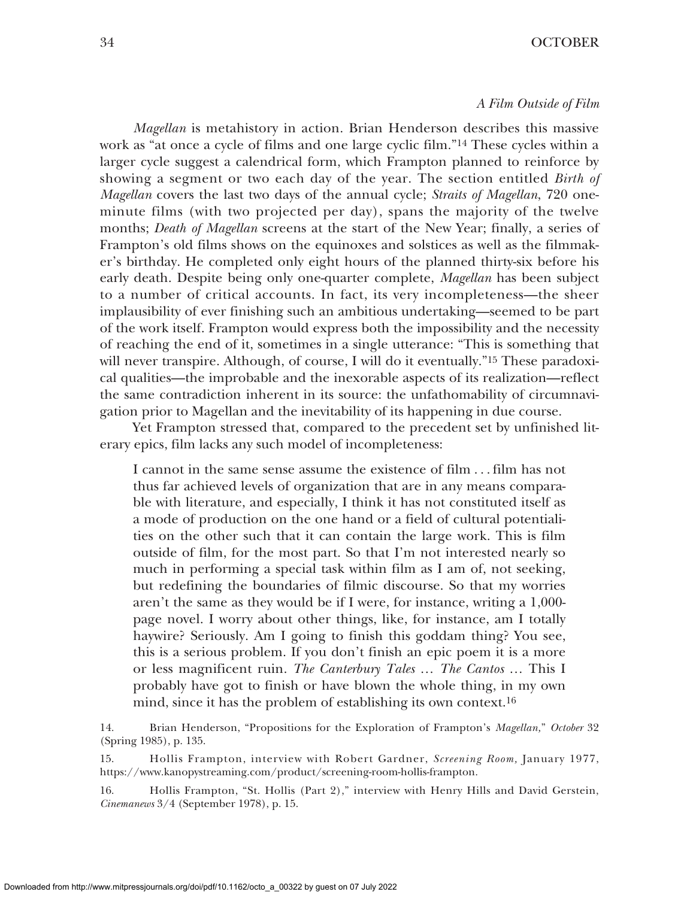### *A Film Outside of Film*

*Magellan* is metahistory in action. Brian Henderson describes this massive work as "at once a cycle of films and one large cyclic film."[14] These cycles within a larger cycle suggest a calendrical form, which Frampton planned to reinforce by showing a segment or two each day of the year. The section entitled *Birth of Magellan* covers the last two days of the annual cycle; *Straits of Magellan*, 720 one-minute films (with two projected per day), spans the majority of the twelve months; *Death of Magellan* screens at the start of the New Year; finally, a series of Frampton's old films shows on the equinoxes and solstices as well as the filmmaker's birthday. He completed only eight hours of the planned thirty-six before his early death. Despite being only one-quarter complete, *Magellan* has been subject to a number of critical accounts. In fact, its very incompleteness—the sheer implausibility of ever finishing such an ambitious undertaking—seemed to be part of the work itself. Frampton would express both the impossibility and the necessity of reaching the end of it, sometimes in a single utterance: "This is something that will never transpire. Although, of course, I will do it eventually."[15] These paradoxical qualities—the improbable and the inexorable aspects of its realization—reflect the same contradiction inherent in its source: the unfathomability of circumnavigation prior to Magellan and the inevitability of its happening in due course.

Yet Frampton stressed that, compared to the precedent set by unfinished literary epics, film lacks any such model of incompleteness:

> I cannot in the same sense assume the existence of film . . . film has not thus far achieved levels of organization that are in any means comparable with literature, and especially, I think it has not constituted itself as a mode of production on the one hand or a field of cultural potentialities on the other such that it can contain the large work. This is film outside of film, for the most part. So that I'm not interested nearly so much in performing a special task within film as I am of, not seeking, but redefining the boundaries of filmic discourse. So that my worries aren't the same as they would be if I were, for instance, writing a 1,000-page novel. I worry about other things, like, for instance, am I totally haywire? Seriously. Am I going to finish this goddam thing? You see, this is a serious problem. If you don't finish an epic poem it is a more or less magnificent ruin. *The Canterbury Tales* … *The Cantos* … This I probably have got to finish or have blown the whole thing, in my own mind, since it has the problem of establishing its own context.[16]

14. Brian Henderson, "Propositions for the Exploration of Frampton's *Magellan*," *October* 32 (Spring 1985), p. 135.

15. Hollis Frampton, interview with Robert Gardner, *Screening Room,* January 1977, https://www.kanopystreaming.com/product/screening-room-hollis-frampton.

16. Hollis Frampton, "St. Hollis (Part 2)," interview with Henry Hills and David Gerstein, *Cinemanews* 3/4 (September 1978), p. 15.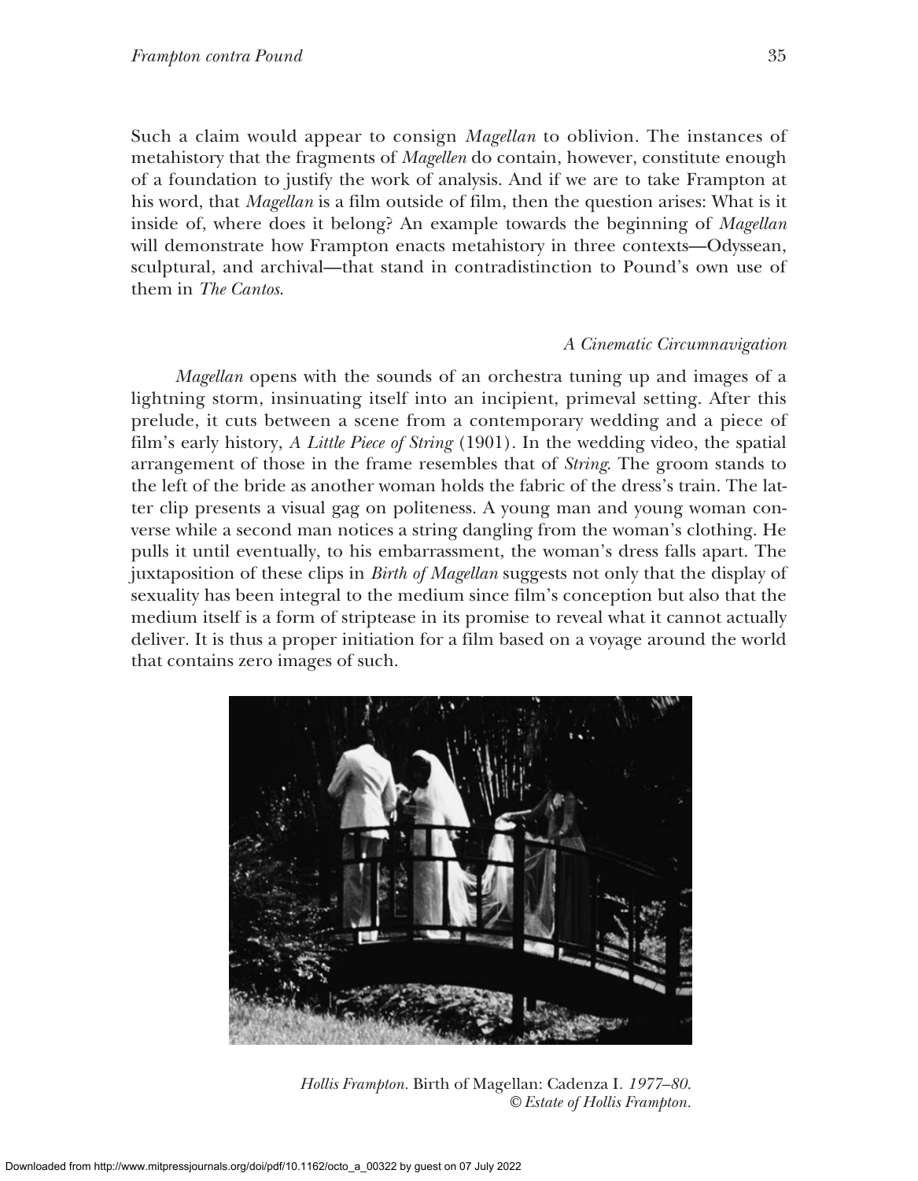Such a claim would appear to consign *Magellan* to oblivion. The instances of metahistory that the fragments of *Magellen* do contain, however, constitute enough of a foundation to justify the work of analysis. And if we are to take Frampton at his word, that *Magellan* is a film outside of film, then the question arises: What is it inside of, where does it belong? An example towards the beginning of *Magellan* will demonstrate how Frampton enacts metahistory in three contexts—Odyssean, sculptural, and archival—that stand in contradistinction to Pound's own use of them in *The Cantos*.

### *A Cinematic Circumnavigation*

*Magellan* opens with the sounds of an orchestra tuning up and images of a lightning storm, insinuating itself into an incipient, primeval setting. After this prelude, it cuts between a scene from a contemporary wedding and a piece of film's early history, *A Little Piece of String* (1901). In the wedding video, the spatial arrangement of those in the frame resembles that of *String*. The groom stands to the left of the bride as another woman holds the fabric of the dress's train. The latter clip presents a visual gag on politeness. A young man and young woman converse while a second man notices a string dangling from the woman's clothing. He pulls it until eventually, to his embarrassment, the woman's dress falls apart. The juxtaposition of these clips in *Birth of Magellan* suggests not only that the display of sexuality has been integral to the medium since film's conception but also that the medium itself is a form of striptease in its promise to reveal what it cannot actually deliver. It is thus a proper initiation for a film based on a voyage around the world that contains zero images of such.

*Hollis Frampton.* Birth of Magellan: Cadenza I. *1977–80.* *© Estate of Hollis Frampton.*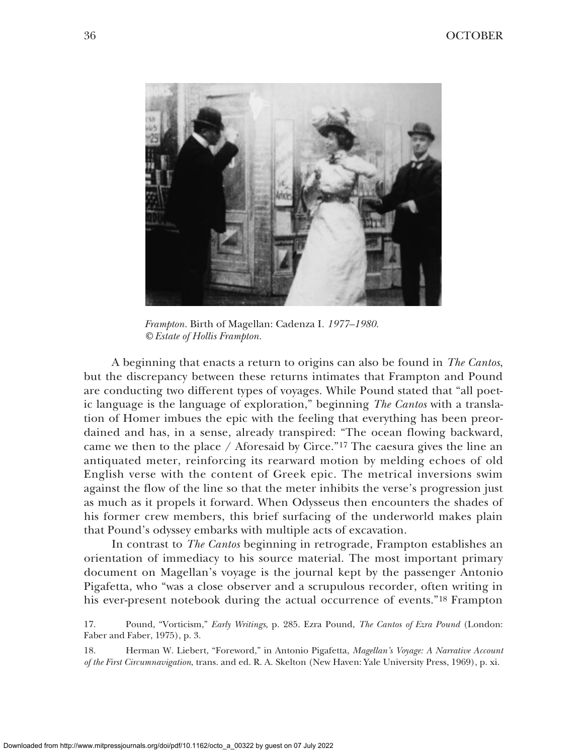*Frampton.* Birth of Magellan: Cadenza I. *1977–1980.*
*© Estate of Hollis Frampton.*

A beginning that enacts a return to origins can also be found in *The Cantos*, but the discrepancy between these returns intimates that Frampton and Pound are conducting two different types of voyages. While Pound stated that "all poetic language is the language of exploration," beginning *The Cantos* with a translation of Homer imbues the epic with the feeling that everything has been preordained and has, in a sense, already transpired: "The ocean flowing backward, came we then to the place / Aforesaid by Circe."[17] The caesura gives the line an antiquated meter, reinforcing its rearward motion by melding echoes of old English verse with the content of Greek epic. The metrical inversions swim against the flow of the line so that the meter inhibits the verse's progression just as much as it propels it forward. When Odysseus then encounters the shades of his former crew members, this brief surfacing of the underworld makes plain that Pound's odyssey embarks with multiple acts of excavation.

In contrast to *The Cantos* beginning in retrograde, Frampton establishes an orientation of immediacy to his source material. The most important primary document on Magellan's voyage is the journal kept by the passenger Antonio Pigafetta, who "was a close observer and a scrupulous recorder, often writing in his ever-present notebook during the actual occurrence of events."[18] Frampton

17. Pound, "Vorticism," *Early Writings*, p. 285. Ezra Pound, *The Cantos of Ezra Pound* (London: Faber and Faber, 1975), p. 3.

18. Herman W. Liebert, "Foreword," in Antonio Pigafetta, *Magellan's Voyage: A Narrative Account of the First Circumnavigation*, trans. and ed. R. A. Skelton (New Haven: Yale University Press, 1969), p. xi.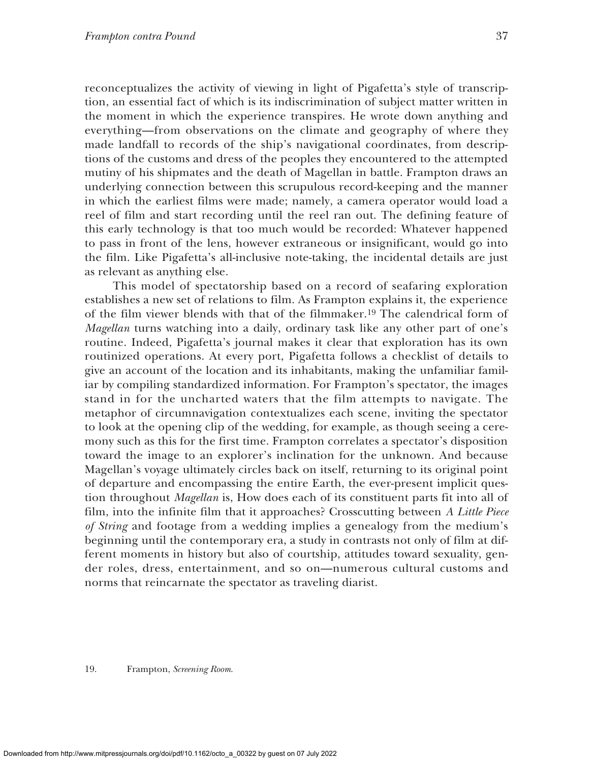reconceptualizes the activity of viewing in light of Pigafetta's style of transcription, an essential fact of which is its indiscrimination of subject matter written in the moment in which the experience transpires. He wrote down anything and everything—from observations on the climate and geography of where they made landfall to records of the ship's navigational coordinates, from descriptions of the customs and dress of the peoples they encountered to the attempted mutiny of his shipmates and the death of Magellan in battle. Frampton draws an underlying connection between this scrupulous record-keeping and the manner in which the earliest films were made; namely, a camera operator would load a reel of film and start recording until the reel ran out. The defining feature of this early technology is that too much would be recorded: Whatever happened to pass in front of the lens, however extraneous or insignificant, would go into the film. Like Pigafetta's all-inclusive note-taking, the incidental details are just as relevant as anything else.

This model of spectatorship based on a record of seafaring exploration establishes a new set of relations to film. As Frampton explains it, the experience of the film viewer blends with that of the filmmaker.[19] The calendrical form of *Magellan* turns watching into a daily, ordinary task like any other part of one's routine. Indeed, Pigafetta's journal makes it clear that exploration has its own routinized operations. At every port, Pigafetta follows a checklist of details to give an account of the location and its inhabitants, making the unfamiliar familiar by compiling standardized information. For Frampton's spectator, the images stand in for the uncharted waters that the film attempts to navigate. The metaphor of circumnavigation contextualizes each scene, inviting the spectator to look at the opening clip of the wedding, for example, as though seeing a ceremony such as this for the first time. Frampton correlates a spectator's disposition toward the image to an explorer's inclination for the unknown. And because Magellan's voyage ultimately circles back on itself, returning to its original point of departure and encompassing the entire Earth, the ever-present implicit question throughout *Magellan* is, How does each of its constituent parts fit into all of film, into the infinite film that it approaches? Crosscutting between *A Little Piece of String* and footage from a wedding implies a genealogy from the medium's beginning until the contemporary era, a study in contrasts not only of film at different moments in history but also of courtship, attitudes toward sexuality, gender roles, dress, entertainment, and so on—numerous cultural customs and norms that reincarnate the spectator as traveling diarist.

19. Frampton, *Screening Room*.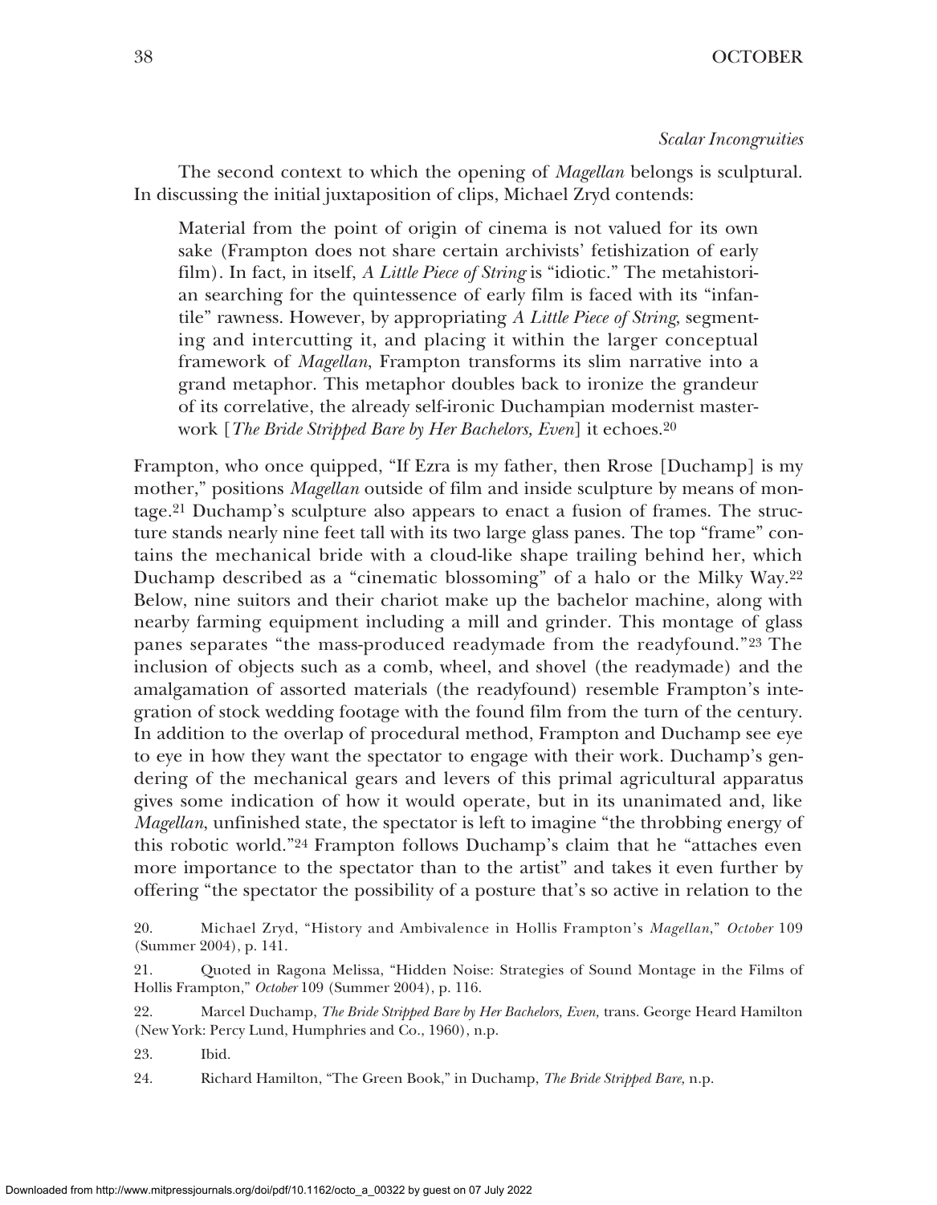*Scalar Incongruities*

The second context to which the opening of *Magellan* belongs is sculptural. In discussing the initial juxtaposition of clips, Michael Zryd contends:

> Material from the point of origin of cinema is not valued for its own sake (Frampton does not share certain archivists' fetishization of early film). In fact, in itself, *A Little Piece of String* is "idiotic." The metahistorian searching for the quintessence of early film is faced with its "infantile" rawness. However, by appropriating *A Little Piece of String*, segmenting and intercutting it, and placing it within the larger conceptual framework of *Magellan*, Frampton transforms its slim narrative into a grand metaphor. This metaphor doubles back to ironize the grandeur of its correlative, the already self-ironic Duchampian modernist masterwork [*The Bride Stripped Bare by Her Bachelors, Even*] it echoes.[20]

Frampton, who once quipped, "If Ezra is my father, then Rrose [Duchamp] is my mother," positions *Magellan* outside of film and inside sculpture by means of montage.[21] Duchamp's sculpture also appears to enact a fusion of frames. The structure stands nearly nine feet tall with its two large glass panes. The top "frame" contains the mechanical bride with a cloud-like shape trailing behind her, which Duchamp described as a "cinematic blossoming" of a halo or the Milky Way.[22] Below, nine suitors and their chariot make up the bachelor machine, along with nearby farming equipment including a mill and grinder. This montage of glass panes separates "the mass-produced readymade from the readyfound."[23] The inclusion of objects such as a comb, wheel, and shovel (the readymade) and the amalgamation of assorted materials (the readyfound) resemble Frampton's integration of stock wedding footage with the found film from the turn of the century. In addition to the overlap of procedural method, Frampton and Duchamp see eye to eye in how they want the spectator to engage with their work. Duchamp's gendering of the mechanical gears and levers of this primal agricultural apparatus gives some indication of how it would operate, but in its unanimated and, like *Magellan*, unfinished state, the spectator is left to imagine "the throbbing energy of this robotic world."[24] Frampton follows Duchamp's claim that he "attaches even more importance to the spectator than to the artist" and takes it even further by offering "the spectator the possibility of a posture that's so active in relation to the

20. Michael Zryd, "History and Ambivalence in Hollis Frampton's *Magellan*," *October* 109 (Summer 2004), p. 141.

21. Quoted in Ragona Melissa, "Hidden Noise: Strategies of Sound Montage in the Films of Hollis Frampton," *October* 109 (Summer 2004), p. 116.

22. Marcel Duchamp, *The Bride Stripped Bare by Her Bachelors, Even,* trans. George Heard Hamilton (New York: Percy Lund, Humphries and Co., 1960), n.p.

23. Ibid.

24. Richard Hamilton, "The Green Book," in Duchamp, *The Bride Stripped Bare,* n.p.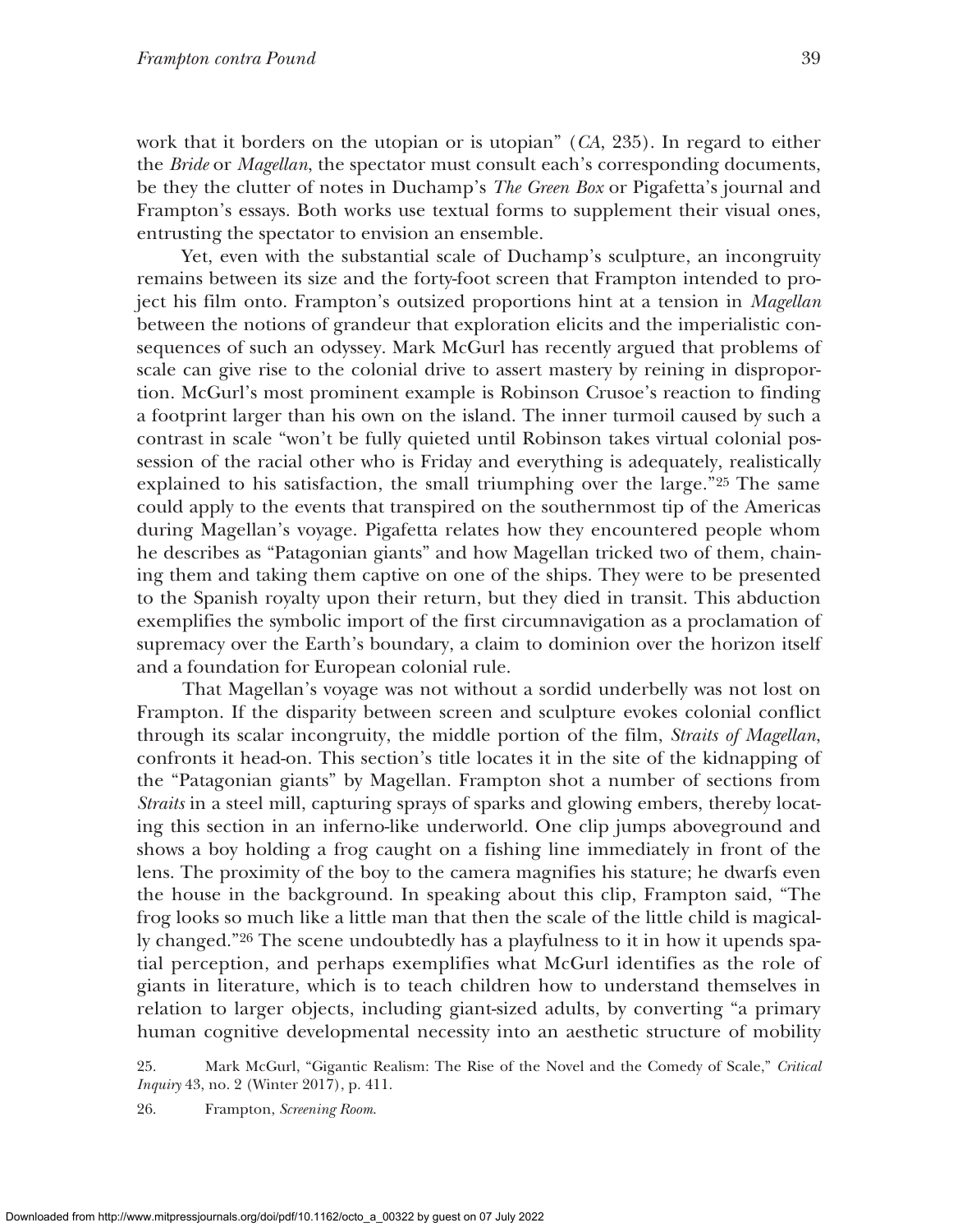work that it borders on the utopian or is utopian" (*CA*, 235). In regard to either the *Bride* or *Magellan*, the spectator must consult each's corresponding documents, be they the clutter of notes in Duchamp's *The Green Box* or Pigafetta's journal and Frampton's essays. Both works use textual forms to supplement their visual ones, entrusting the spectator to envision an ensemble.

Yet, even with the substantial scale of Duchamp's sculpture, an incongruity remains between its size and the forty-foot screen that Frampton intended to project his film onto. Frampton's outsized proportions hint at a tension in *Magellan* between the notions of grandeur that exploration elicits and the imperialistic consequences of such an odyssey. Mark McGurl has recently argued that problems of scale can give rise to the colonial drive to assert mastery by reining in disproportion. McGurl's most prominent example is Robinson Crusoe's reaction to finding a footprint larger than his own on the island. The inner turmoil caused by such a contrast in scale "won't be fully quieted until Robinson takes virtual colonial possession of the racial other who is Friday and everything is adequately, realistically explained to his satisfaction, the small triumphing over the large."[25] The same could apply to the events that transpired on the southernmost tip of the Americas during Magellan's voyage. Pigafetta relates how they encountered people whom he describes as "Patagonian giants" and how Magellan tricked two of them, chaining them and taking them captive on one of the ships. They were to be presented to the Spanish royalty upon their return, but they died in transit. This abduction exemplifies the symbolic import of the first circumnavigation as a proclamation of supremacy over the Earth's boundary, a claim to dominion over the horizon itself and a foundation for European colonial rule.

That Magellan's voyage was not without a sordid underbelly was not lost on Frampton. If the disparity between screen and sculpture evokes colonial conflict through its scalar incongruity, the middle portion of the film, *Straits of Magellan*, confronts it head-on. This section's title locates it in the site of the kidnapping of the "Patagonian giants" by Magellan. Frampton shot a number of sections from *Straits* in a steel mill, capturing sprays of sparks and glowing embers, thereby locating this section in an inferno-like underworld. One clip jumps aboveground and shows a boy holding a frog caught on a fishing line immediately in front of the lens. The proximity of the boy to the camera magnifies his stature; he dwarfs even the house in the background. In speaking about this clip, Frampton said, "The frog looks so much like a little man that then the scale of the little child is magically changed."[26] The scene undoubtedly has a playfulness to it in how it upends spatial perception, and perhaps exemplifies what McGurl identifies as the role of giants in literature, which is to teach children how to understand themselves in relation to larger objects, including giant-sized adults, by converting "a primary human cognitive developmental necessity into an aesthetic structure of mobility

25. Mark McGurl, "Gigantic Realism: The Rise of the Novel and the Comedy of Scale," *Critical Inquiry* 43, no. 2 (Winter 2017), p. 411.

26. Frampton, *Screening Room*.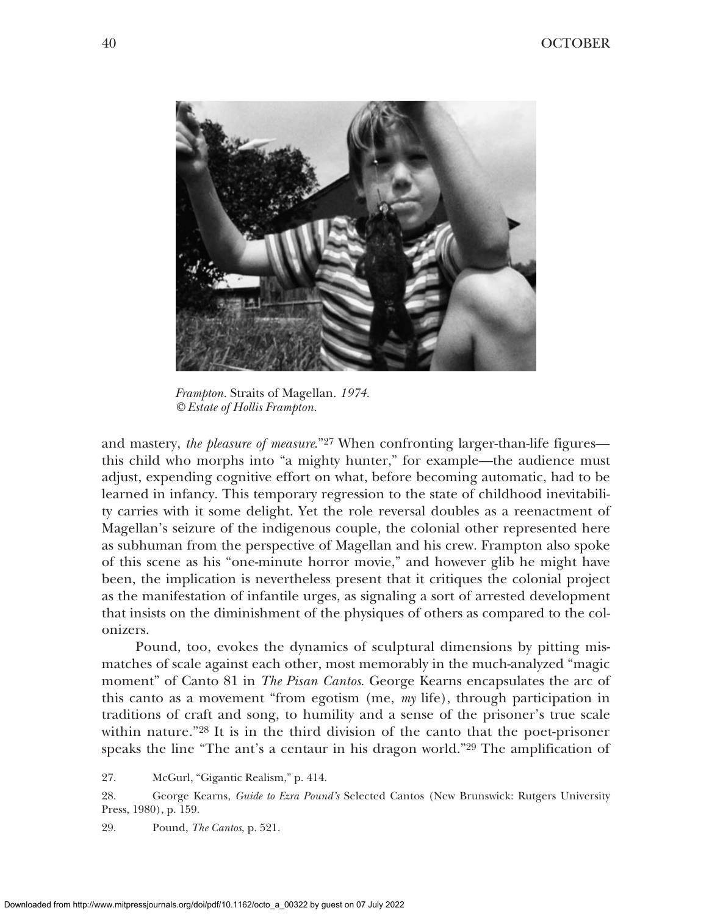*Frampton.* Straits of Magellan. *1974.*
*© Estate of Hollis Frampton.*

and mastery, *the pleasure of measure*."[27] When confronting larger-than-life figures—this child who morphs into "a mighty hunter," for example—the audience must adjust, expending cognitive effort on what, before becoming automatic, had to be learned in infancy. This temporary regression to the state of childhood inevitability carries with it some delight. Yet the role reversal doubles as a reenactment of Magellan's seizure of the indigenous couple, the colonial other represented here as subhuman from the perspective of Magellan and his crew. Frampton also spoke of this scene as his "one-minute horror movie," and however glib he might have been, the implication is nevertheless present that it critiques the colonial project as the manifestation of infantile urges, as signaling a sort of arrested development that insists on the diminishment of the physiques of others as compared to the colonizers.

Pound, too, evokes the dynamics of sculptural dimensions by pitting mismatches of scale against each other, most memorably in the much-analyzed "magic moment" of Canto 81 in *The Pisan Cantos*. George Kearns encapsulates the arc of this canto as a movement "from egotism (me, *my* life), through participation in traditions of craft and song, to humility and a sense of the prisoner's true scale within nature."[28] It is in the third division of the canto that the poet-prisoner speaks the line "The ant's a centaur in his dragon world."[29] The amplification of

27. McGurl, "Gigantic Realism," p. 414.

28. George Kearns, *Guide to Ezra Pound's* Selected Cantos (New Brunswick: Rutgers University Press, 1980), p. 159.

29. Pound, *The Cantos*, p. 521.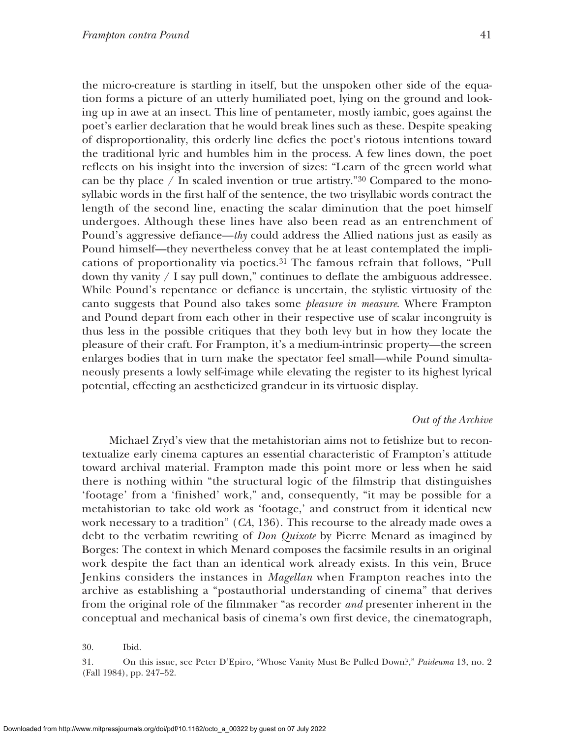the micro-creature is startling in itself, but the unspoken other side of the equation forms a picture of an utterly humiliated poet, lying on the ground and looking up in awe at an insect. This line of pentameter, mostly iambic, goes against the poet's earlier declaration that he would break lines such as these. Despite speaking of disproportionality, this orderly line defies the poet's riotous intentions toward the traditional lyric and humbles him in the process. A few lines down, the poet reflects on his insight into the inversion of sizes: "Learn of the green world what can be thy place / In scaled invention or true artistry."[30] Compared to the monosyllabic words in the first half of the sentence, the two trisyllabic words contract the length of the second line, enacting the scalar diminution that the poet himself undergoes. Although these lines have also been read as an entrenchment of Pound's aggressive defiance—*thy* could address the Allied nations just as easily as Pound himself—they nevertheless convey that he at least contemplated the implications of proportionality via poetics.[31] The famous refrain that follows, "Pull down thy vanity / I say pull down," continues to deflate the ambiguous addressee. While Pound's repentance or defiance is uncertain, the stylistic virtuosity of the canto suggests that Pound also takes some *pleasure in measure*. Where Frampton and Pound depart from each other in their respective use of scalar incongruity is thus less in the possible critiques that they both levy but in how they locate the pleasure of their craft. For Frampton, it's a medium-intrinsic property—the screen enlarges bodies that in turn make the spectator feel small—while Pound simultaneously presents a lowly self-image while elevating the register to its highest lyrical potential, effecting an aestheticized grandeur in its virtuosic display.

### *Out of the Archive*

Michael Zryd's view that the metahistorian aims not to fetishize but to recontextualize early cinema captures an essential characteristic of Frampton's attitude toward archival material. Frampton made this point more or less when he said there is nothing within "the structural logic of the filmstrip that distinguishes 'footage' from a 'finished' work," and, consequently, "it may be possible for a metahistorian to take old work as 'footage,' and construct from it identical new work necessary to a tradition" (*CA*, 136). This recourse to the already made owes a debt to the verbatim rewriting of *Don Quixote* by Pierre Menard as imagined by Borges: The context in which Menard composes the facsimile results in an original work despite the fact than an identical work already exists. In this vein, Bruce Jenkins considers the instances in *Magellan* when Frampton reaches into the archive as establishing a "postauthorial understanding of cinema" that derives from the original role of the filmmaker "as recorder *and* presenter inherent in the conceptual and mechanical basis of cinema's own first device, the cinematograph,

30. Ibid.

31. On this issue, see Peter D'Epiro, "Whose Vanity Must Be Pulled Down?," *Paideuma* 13, no. 2 (Fall 1984), pp. 247–52.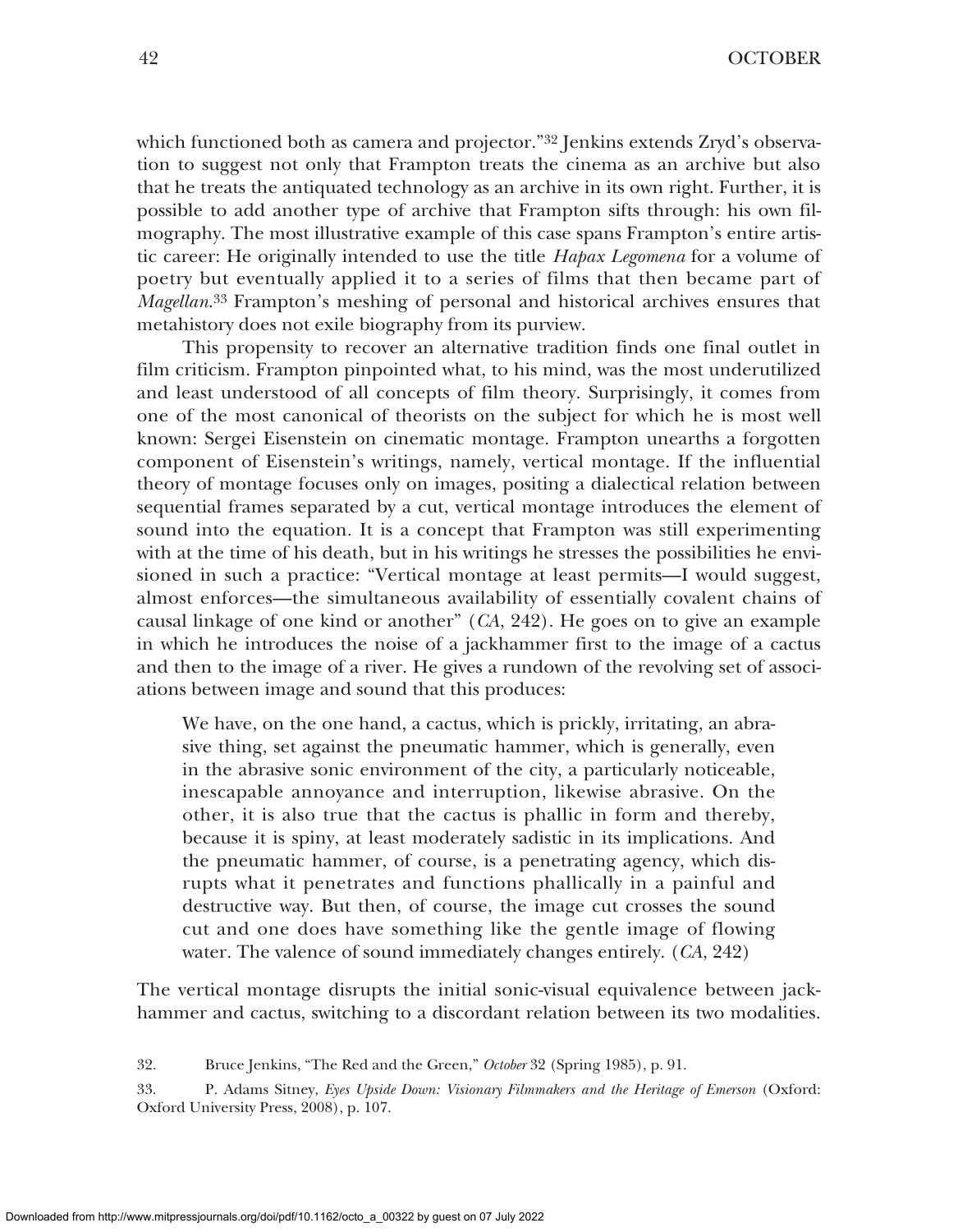which functioned both as camera and projector."[32] Jenkins extends Zryd's observation to suggest not only that Frampton treats the cinema as an archive but also that he treats the antiquated technology as an archive in its own right. Further, it is possible to add another type of archive that Frampton sifts through: his own filmography. The most illustrative example of this case spans Frampton's entire artistic career: He originally intended to use the title *Hapax Legomena* for a volume of poetry but eventually applied it to a series of films that then became part of *Magellan*.[33] Frampton's meshing of personal and historical archives ensures that metahistory does not exile biography from its purview.

This propensity to recover an alternative tradition finds one final outlet in film criticism. Frampton pinpointed what, to his mind, was the most underutilized and least understood of all concepts of film theory. Surprisingly, it comes from one of the most canonical of theorists on the subject for which he is most well known: Sergei Eisenstein on cinematic montage. Frampton unearths a forgotten component of Eisenstein's writings, namely, vertical montage. If the influential theory of montage focuses only on images, positing a dialectical relation between sequential frames separated by a cut, vertical montage introduces the element of sound into the equation. It is a concept that Frampton was still experimenting with at the time of his death, but in his writings he stresses the possibilities he envisioned in such a practice: "Vertical montage at least permits—I would suggest, almost enforces—the simultaneous availability of essentially covalent chains of causal linkage of one kind or another" (*CA*, 242). He goes on to give an example in which he introduces the noise of a jackhammer first to the image of a cactus and then to the image of a river. He gives a rundown of the revolving set of associations between image and sound that this produces:

> We have, on the one hand, a cactus, which is prickly, irritating, an abrasive thing, set against the pneumatic hammer, which is generally, even in the abrasive sonic environment of the city, a particularly noticeable, inescapable annoyance and interruption, likewise abrasive. On the other, it is also true that the cactus is phallic in form and thereby, because it is spiny, at least moderately sadistic in its implications. And the pneumatic hammer, of course, is a penetrating agency, which disrupts what it penetrates and functions phallically in a painful and destructive way. But then, of course, the image cut crosses the sound cut and one does have something like the gentle image of flowing water. The valence of sound immediately changes entirely. (*CA*, 242)

The vertical montage disrupts the initial sonic-visual equivalence between jackhammer and cactus, switching to a discordant relation between its two modalities.

32. Bruce Jenkins, "The Red and the Green," *October* 32 (Spring 1985), p. 91.

33. P. Adams Sitney, *Eyes Upside Down: Visionary Filmmakers and the Heritage of Emerson* (Oxford: Oxford University Press, 2008), p. 107.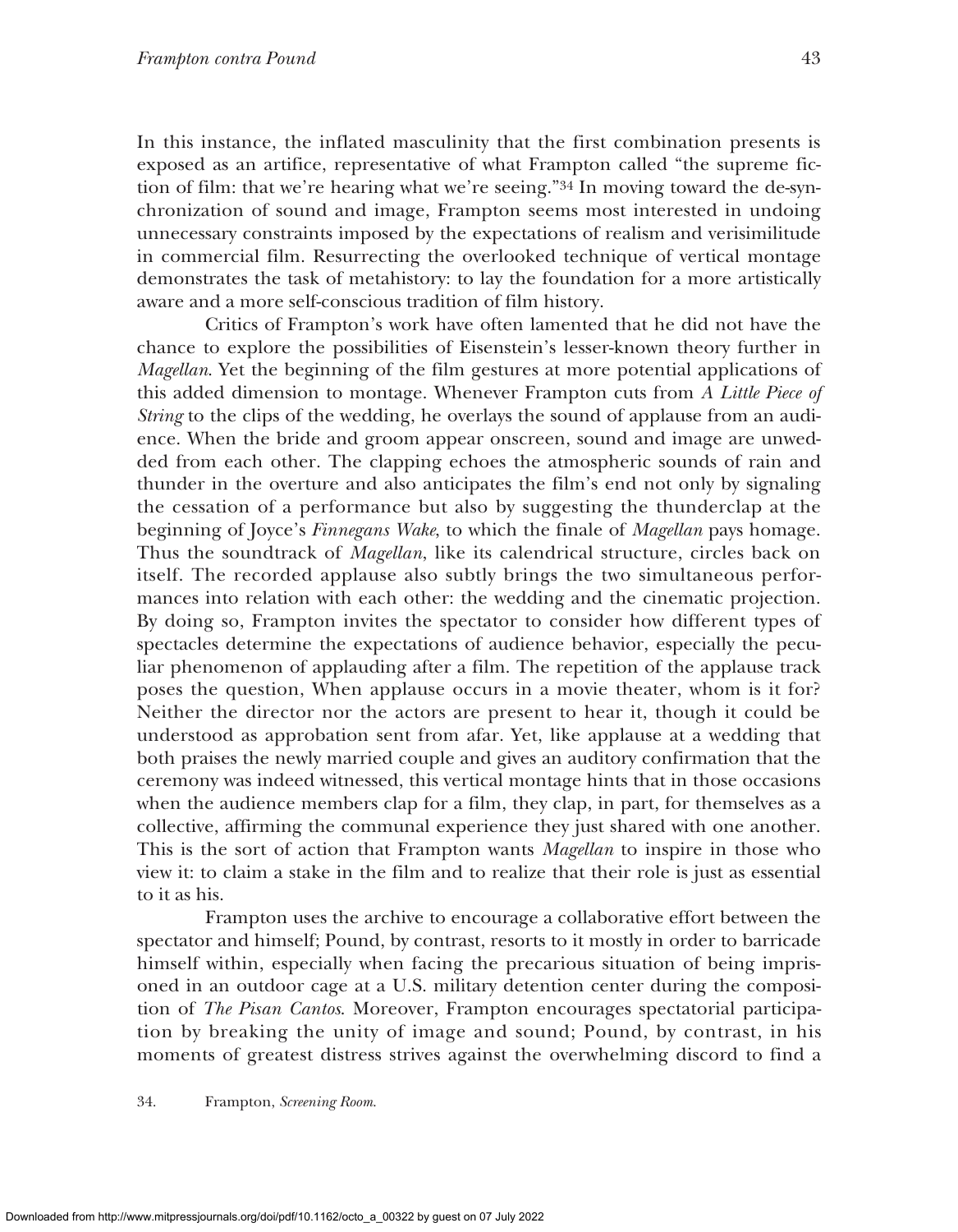In this instance, the inflated masculinity that the first combination presents is exposed as an artifice, representative of what Frampton called "the supreme fiction of film: that we're hearing what we're seeing."[34] In moving toward the de-synchronization of sound and image, Frampton seems most interested in undoing unnecessary constraints imposed by the expectations of realism and verisimilitude in commercial film. Resurrecting the overlooked technique of vertical montage demonstrates the task of metahistory: to lay the foundation for a more artistically aware and a more self-conscious tradition of film history.

Critics of Frampton's work have often lamented that he did not have the chance to explore the possibilities of Eisenstein's lesser-known theory further in *Magellan*. Yet the beginning of the film gestures at more potential applications of this added dimension to montage. Whenever Frampton cuts from *A Little Piece of String* to the clips of the wedding, he overlays the sound of applause from an audience. When the bride and groom appear onscreen, sound and image are unwedded from each other. The clapping echoes the atmospheric sounds of rain and thunder in the overture and also anticipates the film's end not only by signaling the cessation of a performance but also by suggesting the thunderclap at the beginning of Joyce's *Finnegans Wake*, to which the finale of *Magellan* pays homage. Thus the soundtrack of *Magellan*, like its calendrical structure, circles back on itself. The recorded applause also subtly brings the two simultaneous performances into relation with each other: the wedding and the cinematic projection. By doing so, Frampton invites the spectator to consider how different types of spectacles determine the expectations of audience behavior, especially the peculiar phenomenon of applauding after a film. The repetition of the applause track poses the question, When applause occurs in a movie theater, whom is it for? Neither the director nor the actors are present to hear it, though it could be understood as approbation sent from afar. Yet, like applause at a wedding that both praises the newly married couple and gives an auditory confirmation that the ceremony was indeed witnessed, this vertical montage hints that in those occasions when the audience members clap for a film, they clap, in part, for themselves as a collective, affirming the communal experience they just shared with one another. This is the sort of action that Frampton wants *Magellan* to inspire in those who view it: to claim a stake in the film and to realize that their role is just as essential to it as his.

Frampton uses the archive to encourage a collaborative effort between the spectator and himself; Pound, by contrast, resorts to it mostly in order to barricade himself within, especially when facing the precarious situation of being imprisoned in an outdoor cage at a U.S. military detention center during the composition of *The Pisan Cantos*. Moreover, Frampton encourages spectatorial participation by breaking the unity of image and sound; Pound, by contrast, in his moments of greatest distress strives against the overwhelming discord to find a

34. Frampton, *Screening Room*.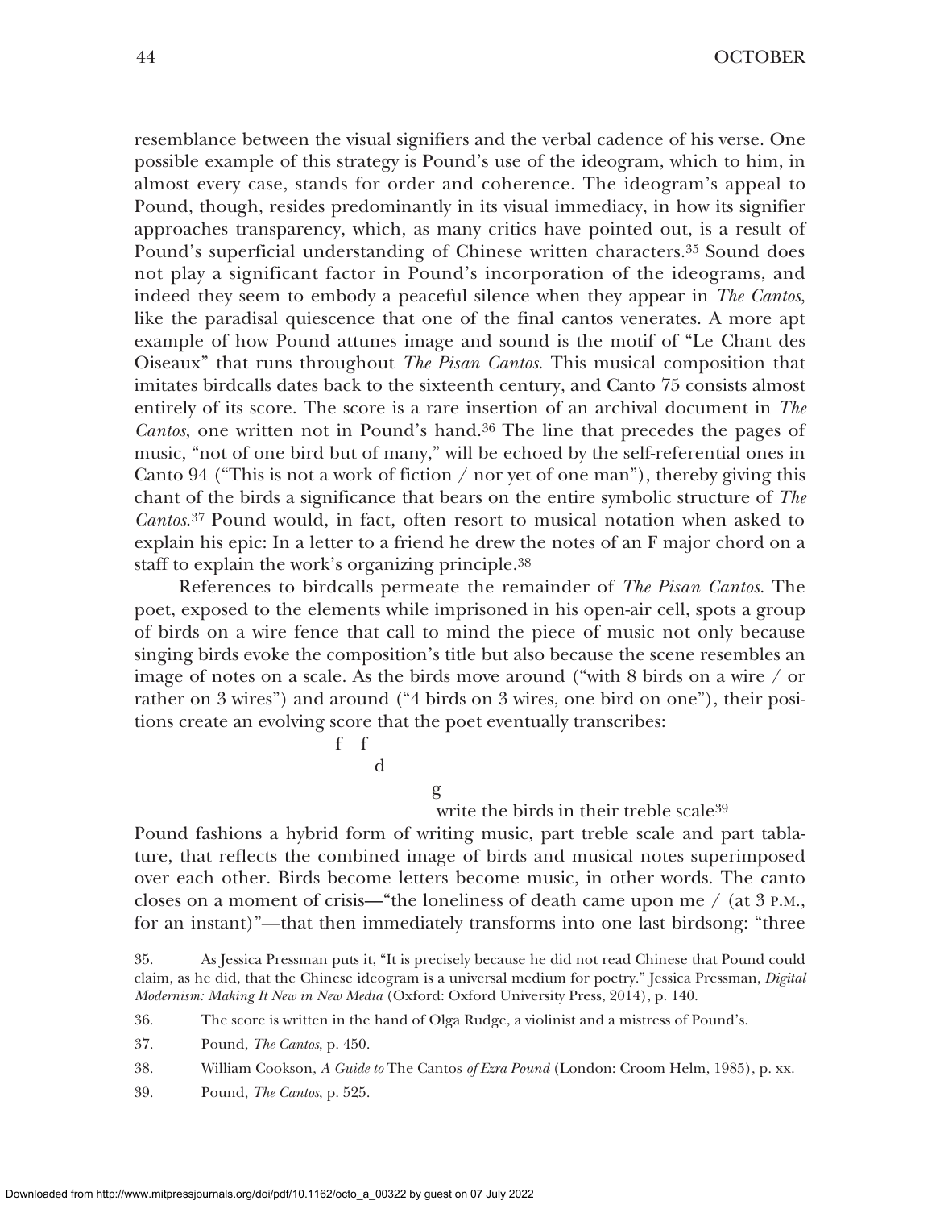resemblance between the visual signifiers and the verbal cadence of his verse. One possible example of this strategy is Pound's use of the ideogram, which to him, in almost every case, stands for order and coherence. The ideogram's appeal to Pound, though, resides predominantly in its visual immediacy, in how its signifier approaches transparency, which, as many critics have pointed out, is a result of Pound's superficial understanding of Chinese written characters.[35] Sound does not play a significant factor in Pound's incorporation of the ideograms, and indeed they seem to embody a peaceful silence when they appear in *The Cantos*, like the paradisal quiescence that one of the final cantos venerates. A more apt example of how Pound attunes image and sound is the motif of "Le Chant des Oiseaux" that runs throughout *The Pisan Cantos*. This musical composition that imitates birdcalls dates back to the sixteenth century, and Canto 75 consists almost entirely of its score. The score is a rare insertion of an archival document in *The Cantos*, one written not in Pound's hand.[36] The line that precedes the pages of music, "not of one bird but of many," will be echoed by the self-referential ones in Canto 94 ("This is not a work of fiction / nor yet of one man"), thereby giving this chant of the birds a significance that bears on the entire symbolic structure of *The Cantos*.[37] Pound would, in fact, often resort to musical notation when asked to explain his epic: In a letter to a friend he drew the notes of an F major chord on a staff to explain the work's organizing principle.[38]

References to birdcalls permeate the remainder of *The Pisan Cantos*. The poet, exposed to the elements while imprisoned in his open-air cell, spots a group of birds on a wire fence that call to mind the piece of music not only because singing birds evoke the composition's title but also because the scene resembles an image of notes on a scale. As the birds move around ("with 8 birds on a wire / or rather on 3 wires") and around ("4 birds on 3 wires, one bird on one"), their positions create an evolving score that the poet eventually transcribes:

```
                f   f
                      d
                            g
                             write the birds in their treble scale[39]
```

Pound fashions a hybrid form of writing music, part treble scale and part tablature, that reflects the combined image of birds and musical notes superimposed over each other. Birds become letters become music, in other words. The canto closes on a moment of crisis—"the loneliness of death came upon me / (at 3 P.M., for an instant)"—that then immediately transforms into one last birdsong: "three

35. As Jessica Pressman puts it, "It is precisely because he did not read Chinese that Pound could claim, as he did, that the Chinese ideogram is a universal medium for poetry." Jessica Pressman, *Digital Modernism: Making It New in New Media* (Oxford: Oxford University Press, 2014), p. 140.

36. The score is written in the hand of Olga Rudge, a violinist and a mistress of Pound's.

37. Pound, *The Cantos*, p. 450.

38. William Cookson, *A Guide to* The Cantos *of Ezra Pound* (London: Croom Helm, 1985), p. xx.

39. Pound, *The Cantos*, p. 525.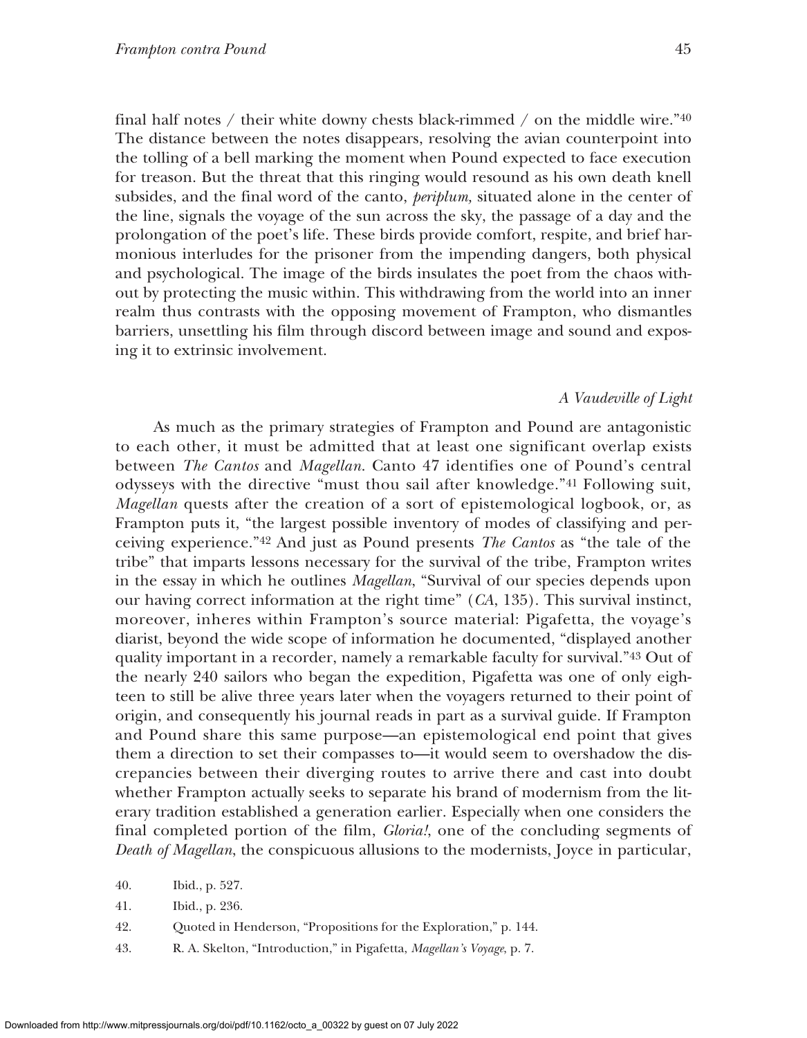final half notes / their white downy chests black-rimmed / on the middle wire."[40] The distance between the notes disappears, resolving the avian counterpoint into the tolling of a bell marking the moment when Pound expected to face execution for treason. But the threat that this ringing would resound as his own death knell subsides, and the final word of the canto, *periplum,* situated alone in the center of the line, signals the voyage of the sun across the sky, the passage of a day and the prolongation of the poet's life. These birds provide comfort, respite, and brief harmonious interludes for the prisoner from the impending dangers, both physical and psychological. The image of the birds insulates the poet from the chaos without by protecting the music within. This withdrawing from the world into an inner realm thus contrasts with the opposing movement of Frampton, who dismantles barriers, unsettling his film through discord between image and sound and exposing it to extrinsic involvement.

## *A Vaudeville of Light*

As much as the primary strategies of Frampton and Pound are antagonistic to each other, it must be admitted that at least one significant overlap exists between *The Cantos* and *Magellan*. Canto 47 identifies one of Pound's central odysseys with the directive "must thou sail after knowledge."[41] Following suit, *Magellan* quests after the creation of a sort of epistemological logbook, or, as Frampton puts it, "the largest possible inventory of modes of classifying and perceiving experience."[42] And just as Pound presents *The Cantos* as "the tale of the tribe" that imparts lessons necessary for the survival of the tribe, Frampton writes in the essay in which he outlines *Magellan*, "Survival of our species depends upon our having correct information at the right time" (*CA*, 135). This survival instinct, moreover, inheres within Frampton's source material: Pigafetta, the voyage's diarist, beyond the wide scope of information he documented, "displayed another quality important in a recorder, namely a remarkable faculty for survival."[43] Out of the nearly 240 sailors who began the expedition, Pigafetta was one of only eighteen to still be alive three years later when the voyagers returned to their point of origin, and consequently his journal reads in part as a survival guide. If Frampton and Pound share this same purpose—an epistemological end point that gives them a direction to set their compasses to—it would seem to overshadow the discrepancies between their diverging routes to arrive there and cast into doubt whether Frampton actually seeks to separate his brand of modernism from the literary tradition established a generation earlier. Especially when one considers the final completed portion of the film, *Gloria!*, one of the concluding segments of *Death of Magellan*, the conspicuous allusions to the modernists, Joyce in particular,

40. Ibid., p. 527.

41. Ibid., p. 236.

42. Quoted in Henderson, "Propositions for the Exploration," p. 144.

43. R. A. Skelton, "Introduction," in Pigafetta, *Magellan's Voyage*, p. 7.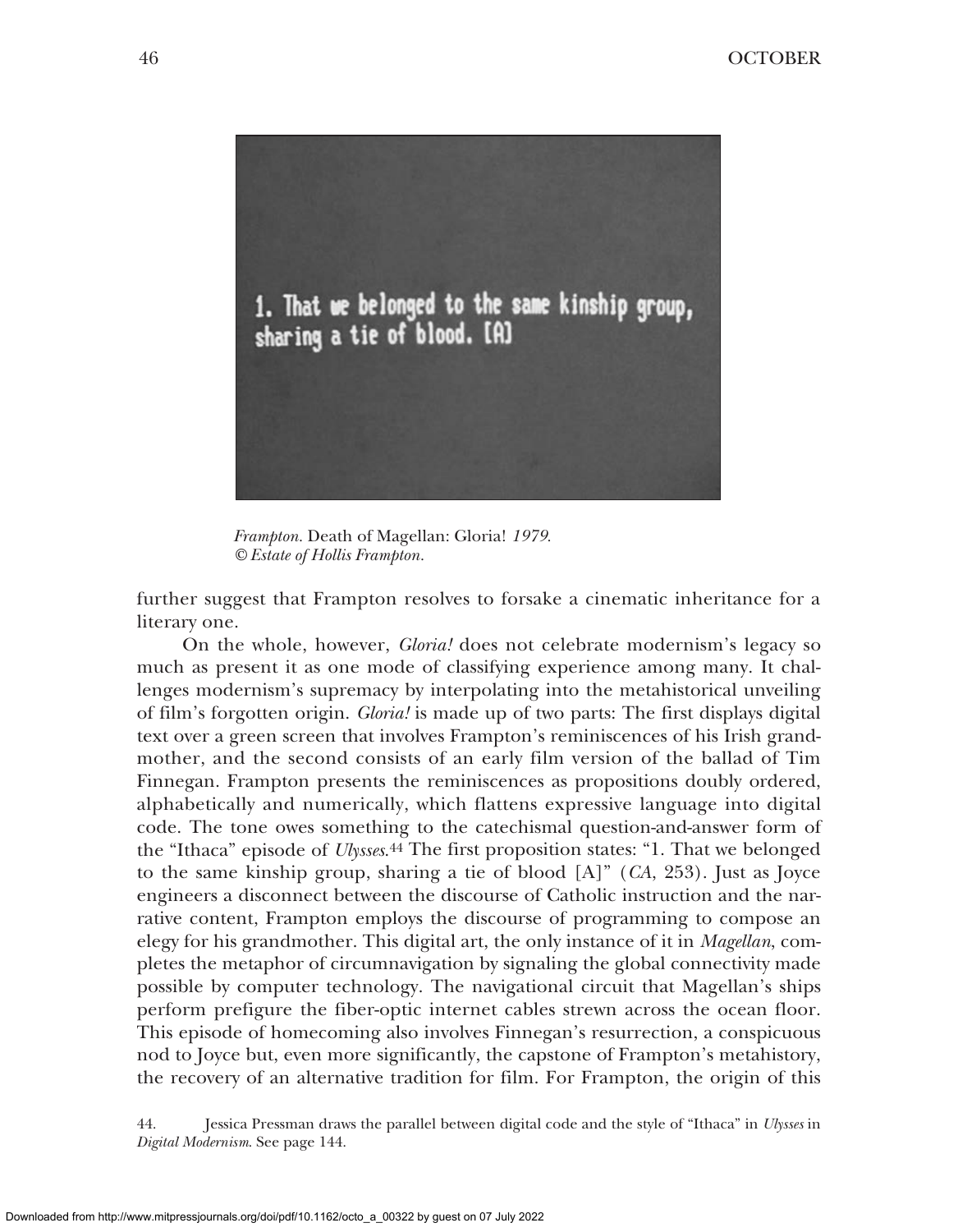*Frampton.* Death of Magellan: Gloria! *1979.*
*© Estate of Hollis Frampton.*

further suggest that Frampton resolves to forsake a cinematic inheritance for a literary one.

On the whole, however, *Gloria!* does not celebrate modernism's legacy so much as present it as one mode of classifying experience among many. It challenges modernism's supremacy by interpolating into the metahistorical unveiling of film's forgotten origin. *Gloria!* is made up of two parts: The first displays digital text over a green screen that involves Frampton's reminiscences of his Irish grandmother, and the second consists of an early film version of the ballad of Tim Finnegan. Frampton presents the reminiscences as propositions doubly ordered, alphabetically and numerically, which flattens expressive language into digital code. The tone owes something to the catechismal question-and-answer form of the "Ithaca" episode of *Ulysses*.[44] The first proposition states: "1. That we belonged to the same kinship group, sharing a tie of blood [A]" (*CA*, 253). Just as Joyce engineers a disconnect between the discourse of Catholic instruction and the narrative content, Frampton employs the discourse of programming to compose an elegy for his grandmother. This digital art, the only instance of it in *Magellan*, completes the metaphor of circumnavigation by signaling the global connectivity made possible by computer technology. The navigational circuit that Magellan's ships perform prefigure the fiber-optic internet cables strewn across the ocean floor. This episode of homecoming also involves Finnegan's resurrection, a conspicuous nod to Joyce but, even more significantly, the capstone of Frampton's metahistory, the recovery of an alternative tradition for film. For Frampton, the origin of this

44. Jessica Pressman draws the parallel between digital code and the style of "Ithaca" in *Ulysses* in *Digital Modernism*. See page 144.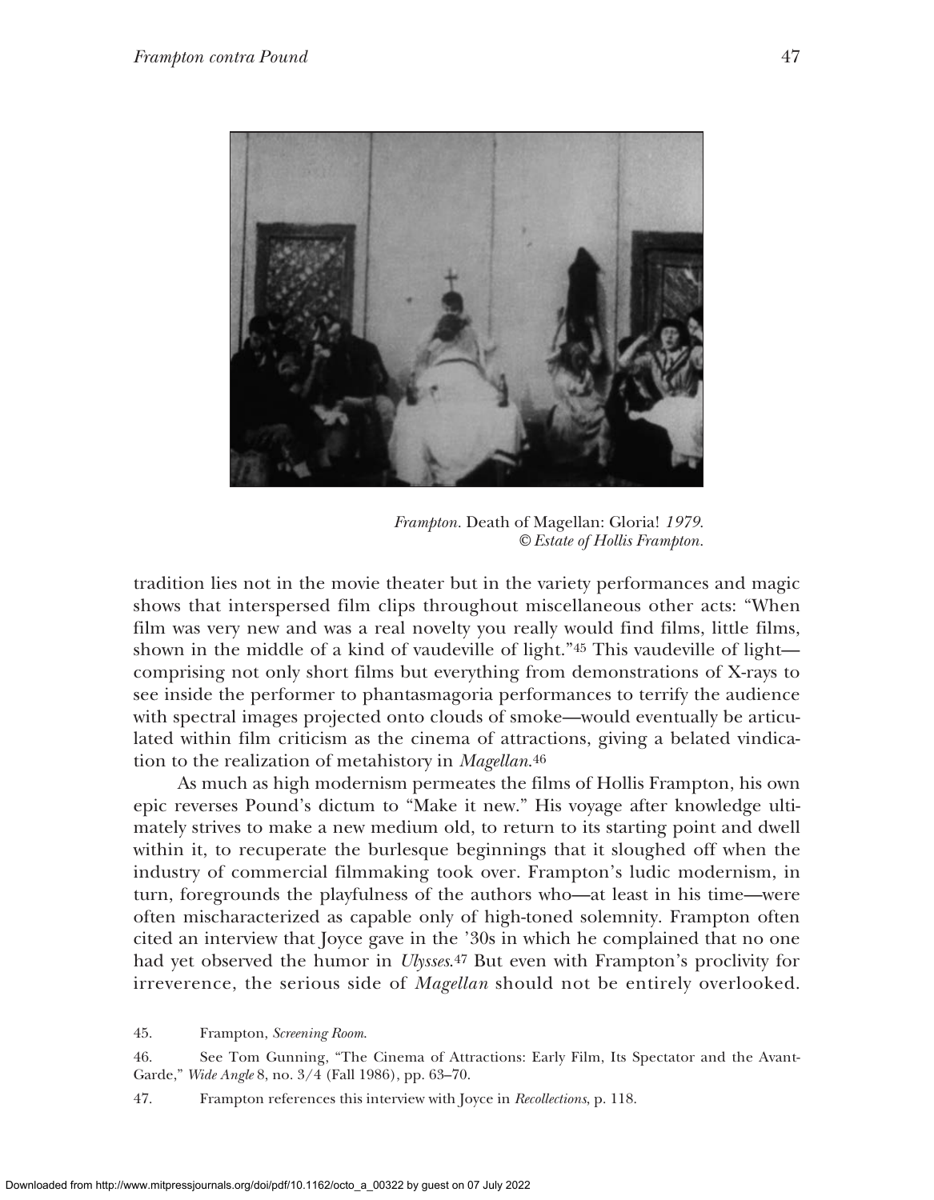*Frampton.* Death of Magellan: Gloria! *1979.*
*© Estate of Hollis Frampton.*

tradition lies not in the movie theater but in the variety performances and magic shows that interspersed film clips throughout miscellaneous other acts: "When film was very new and was a real novelty you really would find films, little films, shown in the middle of a kind of vaudeville of light."[45] This vaudeville of light—comprising not only short films but everything from demonstrations of X-rays to see inside the performer to phantasmagoria performances to terrify the audience with spectral images projected onto clouds of smoke—would eventually be articulated within film criticism as the cinema of attractions, giving a belated vindication to the realization of metahistory in *Magellan*.[46]

As much as high modernism permeates the films of Hollis Frampton, his own epic reverses Pound's dictum to "Make it new." His voyage after knowledge ultimately strives to make a new medium old, to return to its starting point and dwell within it, to recuperate the burlesque beginnings that it sloughed off when the industry of commercial filmmaking took over. Frampton's ludic modernism, in turn, foregrounds the playfulness of the authors who—at least in his time—were often mischaracterized as capable only of high-toned solemnity. Frampton often cited an interview that Joyce gave in the '30s in which he complained that no one had yet observed the humor in *Ulysses*.[47] But even with Frampton's proclivity for irreverence, the serious side of *Magellan* should not be entirely overlooked.

45. Frampton, *Screening Room*.

46. See Tom Gunning, "The Cinema of Attractions: Early Film, Its Spectator and the Avant-Garde," *Wide Angle* 8, no. 3/4 (Fall 1986), pp. 63–70.

47. Frampton references this interview with Joyce in *Recollections*, p. 118.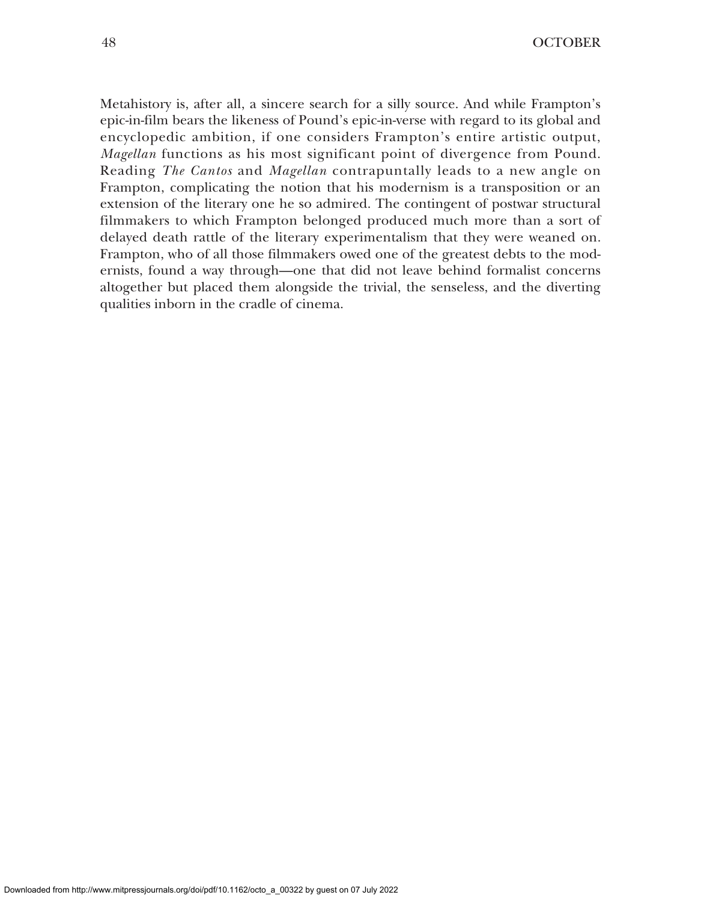Metahistory is, after all, a sincere search for a silly source. And while Frampton's epic-in-film bears the likeness of Pound's epic-in-verse with regard to its global and encyclopedic ambition, if one considers Frampton's entire artistic output, *Magellan* functions as his most significant point of divergence from Pound. Reading *The Cantos* and *Magellan* contrapuntally leads to a new angle on Frampton, complicating the notion that his modernism is a transposition or an extension of the literary one he so admired. The contingent of postwar structural filmmakers to which Frampton belonged produced much more than a sort of delayed death rattle of the literary experimentalism that they were weaned on. Frampton, who of all those filmmakers owed one of the greatest debts to the modernists, found a way through—one that did not leave behind formalist concerns altogether but placed them alongside the trivial, the senseless, and the diverting qualities inborn in the cradle of cinema.